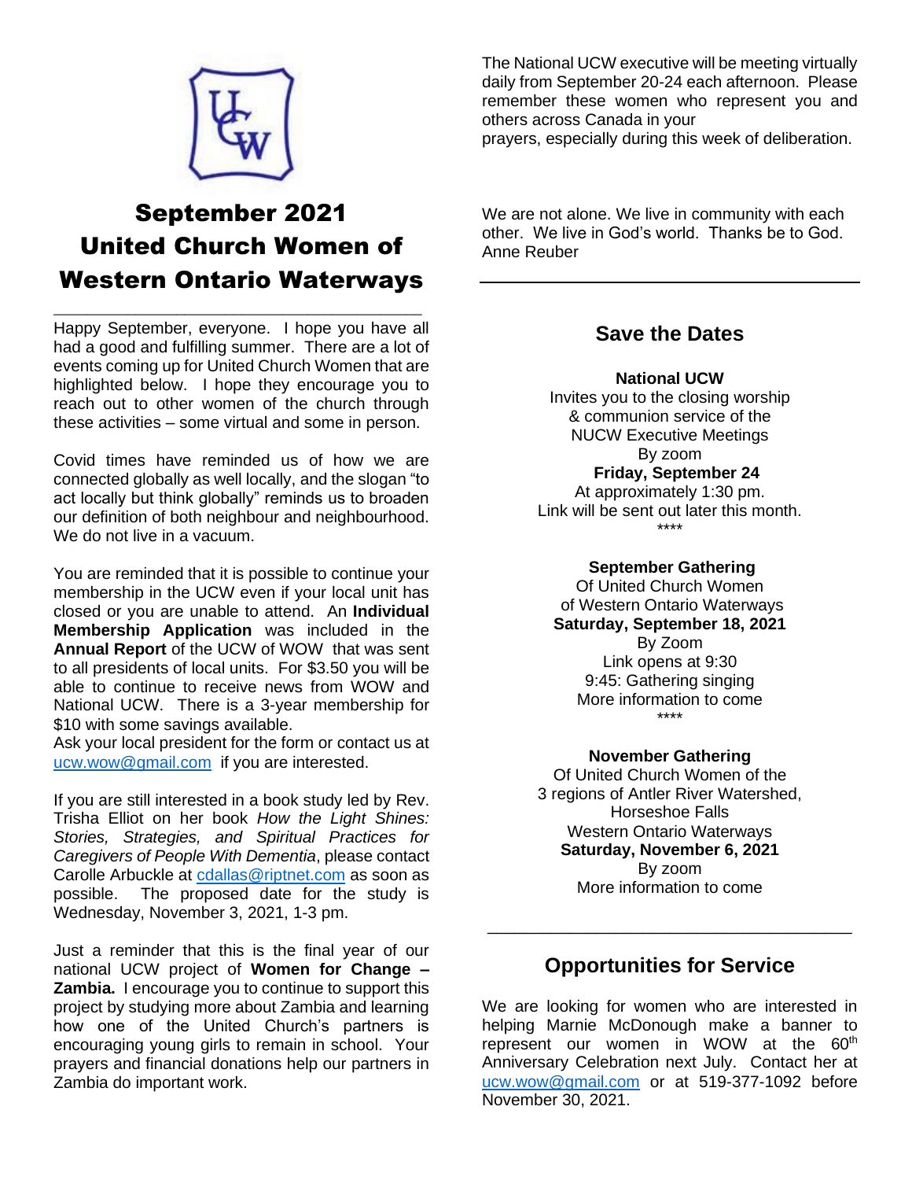# September 2021 United Church Women of Western Ontario Waterways

Happy September, everyone. I hope you have all had a good and fulfilling summer. There are a lot of events coming up for United Church Women that are highlighted below. I hope they encourage you to reach out to other women of the church through these activities – some virtual and some in person.

Covid times have reminded us of how we are connected globally as well locally, and the slogan "to act locally but think globally" reminds us to broaden our definition of both neighbour and neighbourhood. We do not live in a vacuum.

You are reminded that it is possible to continue your membership in the UCW even if your local unit has closed or you are unable to attend. An **Individual Membership Application** was included in the **Annual Report** of the UCW of WOW that was sent to all presidents of local units. For $3.50 you will be able to continue to receive news from WOW and National UCW. There is a 3-year membership for $10 with some savings available.
Ask your local president for the form or contact us at ucw.wow@gmail.com if you are interested.

If you are still interested in a book study led by Rev. Trisha Elliot on her book *How the Light Shines: Stories, Strategies, and Spiritual Practices for Caregivers of People With Dementia*, please contact Carolle Arbuckle at cdallas@riptnet.com as soon as possible. The proposed date for the study is Wednesday, November 3, 2021, 1-3 pm.

Just a reminder that this is the final year of our national UCW project of **Women for Change – Zambia.** I encourage you to continue to support this project by studying more about Zambia and learning how one of the United Church's partners is encouraging young girls to remain in school. Your prayers and financial donations help our partners in Zambia do important work.

The National UCW executive will be meeting virtually daily from September 20-24 each afternoon. Please remember these women who represent you and others across Canada in your
prayers, especially during this week of deliberation.

We are not alone. We live in community with each other. We live in God's world. Thanks be to God.
Anne Reuber

---

## Save the Dates

**National UCW**
Invites you to the closing worship & communion service of the NUCW Executive Meetings
By zoom
**Friday, September 24**
At approximately 1:30 pm.
Link will be sent out later this month.

****

**September Gathering**
Of United Church Women of Western Ontario Waterways
**Saturday, September 18, 2021**
By Zoom
Link opens at 9:30
9:45: Gathering singing
More information to come

****

**November Gathering**
Of United Church Women of the 3 regions of Antler River Watershed, Horseshoe Falls
Western Ontario Waterways
**Saturday, November 6, 2021**
By zoom
More information to come

---

## Opportunities for Service

We are looking for women who are interested in helping Marnie McDonough make a banner to represent our women in WOW at the 60th Anniversary Celebration next July. Contact her at ucw.wow@gmail.com or at 519-377-1092 before November 30, 2021.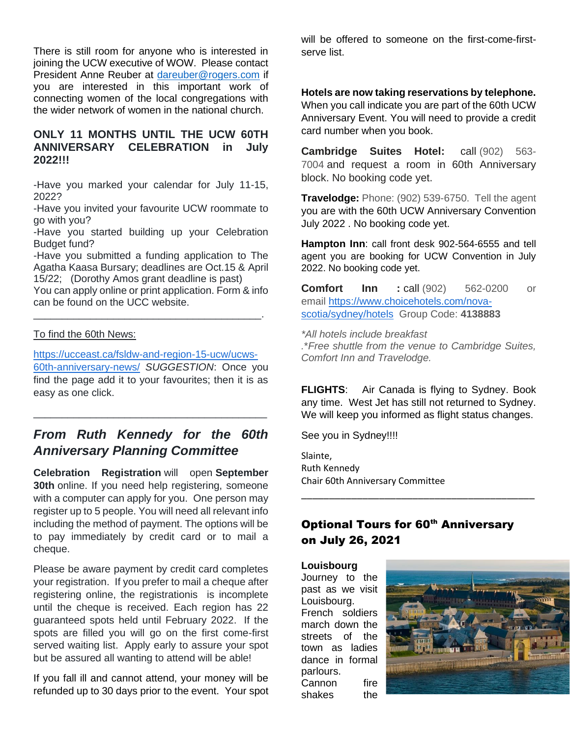There is still room for anyone who is interested in joining the UCW executive of WOW. Please contact President Anne Reuber at dareuber@rogers.com if you are interested in this important work of connecting women of the local congregations with the wider network of women in the national church.

**ONLY 11 MONTHS UNTIL THE UCW 60TH ANNIVERSARY CELEBRATION in July 2022!!!**

-Have you marked your calendar for July 11-15, 2022?
-Have you invited your favourite UCW roommate to go with you?
-Have you started building up your Celebration Budget fund?
-Have you submitted a funding application to The Agatha Kaasa Bursary; deadlines are Oct.15 & April 15/22; (Dorothy Amos grant deadline is past)
You can apply online or print application. Form & info can be found on the UCC website.

______________________________________.

To find the 60th News:

https://ucceast.ca/fsldw-and-region-15-ucw/ucws-60th-anniversary-news/ *SUGGESTION*: Once you find the page add it to your favourites; then it is as easy as one click.

______________________________________

## *From Ruth Kennedy for the 60th Anniversary Planning Committee*

**Celebration Registration** will open **September 30th** online. If you need help registering, someone with a computer can apply for you. One person may register up to 5 people. You will need all relevant info including the method of payment. The options will be to pay immediately by credit card or to mail a cheque.

Please be aware payment by credit card completes your registration. If you prefer to mail a cheque after registering online, the registrationis is incomplete until the cheque is received. Each region has 22 guaranteed spots held until February 2022. If the spots are filled you will go on the first come-first served waiting list. Apply early to assure your spot but be assured all wanting to attend will be able!

If you fall ill and cannot attend, your money will be refunded up to 30 days prior to the event. Your spot will be offered to someone on the first-come-first-serve list.

**Hotels are now taking reservations by telephone.** When you call indicate you are part of the 60th UCW Anniversary Event. You will need to provide a credit card number when you book.

**Cambridge Suites Hotel:** call (902) 563-7004 and request a room in 60th Anniversary block. No booking code yet.

**Travelodge:** Phone: (902) 539-6750. Tell the agent you are with the 60th UCW Anniversary Convention July 2022 . No booking code yet.

**Hampton Inn**: call front desk 902-564-6555 and tell agent you are booking for UCW Convention in July 2022. No booking code yet.

**Comfort Inn** : call (902) 562-0200 or email https://www.choicehotels.com/nova-scotia/sydney/hotels Group Code: **4138883**

*\*All hotels include breakfast*
*.\*Free shuttle from the venue to Cambridge Suites, Comfort Inn and Travelodge.*

**FLIGHTS**: Air Canada is flying to Sydney. Book any time. West Jet has still not returned to Sydney. We will keep you informed as flight status changes.

See you in Sydney!!!!

Slainte,
Ruth Kennedy
Chair 60th Anniversary Committee

______________________________________

## Optional Tours for 60th Anniversary on July 26, 2021

**Louisbourg**
Journey to the past as we visit Louisbourg. French soldiers march down the streets of the town as ladies dance in formal parlours. Cannon fire shakes the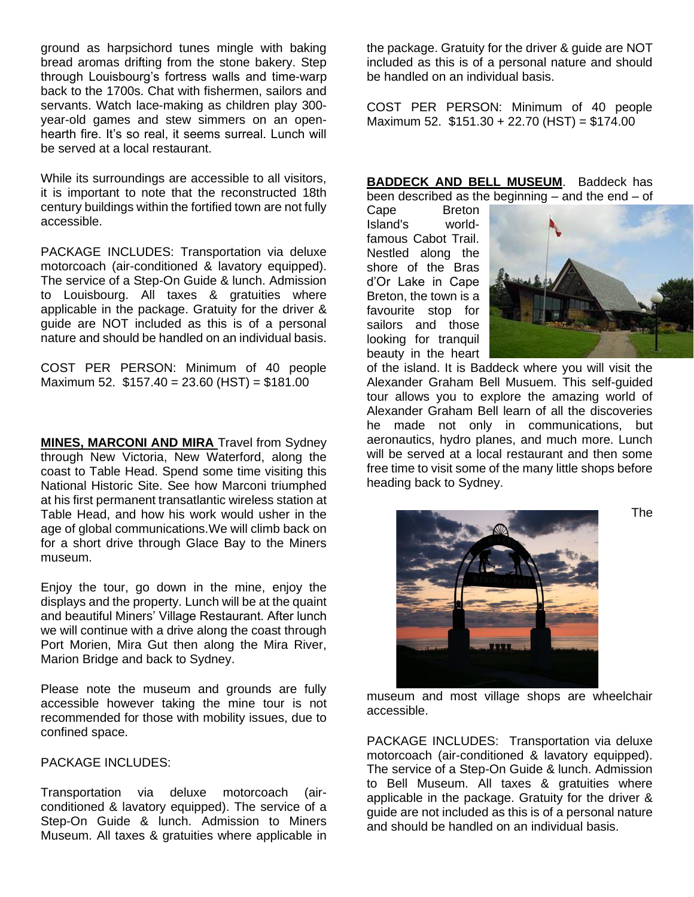ground as harpsichord tunes mingle with baking bread aromas drifting from the stone bakery. Step through Louisbourg's fortress walls and time-warp back to the 1700s. Chat with fishermen, sailors and servants. Watch lace-making as children play 300-year-old games and stew simmers on an open-hearth fire. It's so real, it seems surreal. Lunch will be served at a local restaurant.

While its surroundings are accessible to all visitors, it is important to note that the reconstructed 18th century buildings within the fortified town are not fully accessible.

PACKAGE INCLUDES: Transportation via deluxe motorcoach (air-conditioned & lavatory equipped). The service of a Step-On Guide & lunch. Admission to Louisbourg. All taxes & gratuities where applicable in the package. Gratuity for the driver & guide are NOT included as this is of a personal nature and should be handled on an individual basis.

COST PER PERSON: Minimum of 40 people Maximum 52. $157.40 = 23.60 (HST) = $181.00

**MINES, MARCONI AND MIRA** Travel from Sydney through New Victoria, New Waterford, along the coast to Table Head. Spend some time visiting this National Historic Site. See how Marconi triumphed at his first permanent transatlantic wireless station at Table Head, and how his work would usher in the age of global communications.We will climb back on for a short drive through Glace Bay to the Miners museum.

Enjoy the tour, go down in the mine, enjoy the displays and the property. Lunch will be at the quaint and beautiful Miners' Village Restaurant. After lunch we will continue with a drive along the coast through Port Morien, Mira Gut then along the Mira River, Marion Bridge and back to Sydney.

Please note the museum and grounds are fully accessible however taking the mine tour is not recommended for those with mobility issues, due to confined space.

PACKAGE INCLUDES:

Transportation via deluxe motorcoach (air-conditioned & lavatory equipped). The service of a Step-On Guide & lunch. Admission to Miners Museum. All taxes & gratuities where applicable in the package. Gratuity for the driver & guide are NOT included as this is of a personal nature and should be handled on an individual basis.

COST PER PERSON: Minimum of 40 people Maximum 52. $151.30 + 22.70 (HST) = $174.00

**BADDECK AND BELL MUSEUM**. Baddeck has been described as the beginning – and the end – of Cape Breton Island's world-famous Cabot Trail. Nestled along the shore of the Bras d'Or Lake in Cape Breton, the town is a favourite stop for sailors and those looking for tranquil beauty in the heart of the island. It is Baddeck where you will visit the Alexander Graham Bell Musuem. This self-guided tour allows you to explore the amazing world of Alexander Graham Bell learn of all the discoveries he made not only in communications, but aeronautics, hydro planes, and much more. Lunch will be served at a local restaurant and then some free time to visit some of the many little shops before heading back to Sydney.

The museum and most village shops are wheelchair accessible.

PACKAGE INCLUDES: Transportation via deluxe motorcoach (air-conditioned & lavatory equipped). The service of a Step-On Guide & lunch. Admission to Bell Museum. All taxes & gratuities where applicable in the package. Gratuity for the driver & guide are not included as this is of a personal nature and should be handled on an individual basis.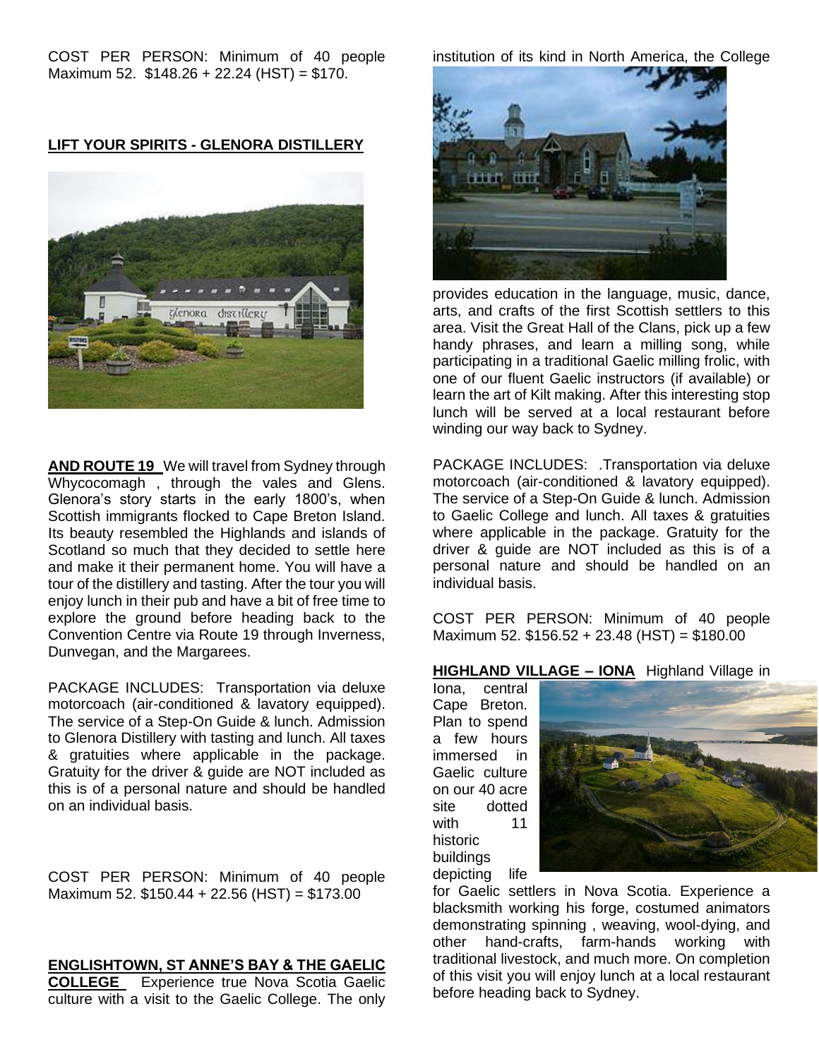COST PER PERSON: Minimum of 40 people Maximum 52. $148.26 + 22.24 (HST) = $170.

**LIFT YOUR SPIRITS - GLENORA DISTILLERY**

**AND ROUTE 19** We will travel from Sydney through Whycocomagh , through the vales and Glens. Glenora's story starts in the early 1800's, when Scottish immigrants flocked to Cape Breton Island. Its beauty resembled the Highlands and islands of Scotland so much that they decided to settle here and make it their permanent home. You will have a tour of the distillery and tasting. After the tour you will enjoy lunch in their pub and have a bit of free time to explore the ground before heading back to the Convention Centre via Route 19 through Inverness, Dunvegan, and the Margarees.

PACKAGE INCLUDES: Transportation via deluxe motorcoach (air-conditioned & lavatory equipped). The service of a Step-On Guide & lunch. Admission to Glenora Distillery with tasting and lunch. All taxes & gratuities where applicable in the package. Gratuity for the driver & guide are NOT included as this is of a personal nature and should be handled on an individual basis.

COST PER PERSON: Minimum of 40 people Maximum 52. $150.44 + 22.56 (HST) = $173.00

**ENGLISHTOWN, ST ANNE'S BAY & THE GAELIC COLLEGE** Experience true Nova Scotia Gaelic culture with a visit to the Gaelic College. The only institution of its kind in North America, the College provides education in the language, music, dance, arts, and crafts of the first Scottish settlers to this area. Visit the Great Hall of the Clans, pick up a few handy phrases, and learn a milling song, while participating in a traditional Gaelic milling frolic, with one of our fluent Gaelic instructors (if available) or learn the art of Kilt making. After this interesting stop lunch will be served at a local restaurant before winding our way back to Sydney.

PACKAGE INCLUDES: .Transportation via deluxe motorcoach (air-conditioned & lavatory equipped). The service of a Step-On Guide & lunch. Admission to Gaelic College and lunch. All taxes & gratuities where applicable in the package. Gratuity for the driver & guide are NOT included as this is of a personal nature and should be handled on an individual basis.

COST PER PERSON: Minimum of 40 people Maximum 52. $156.52 + 23.48 (HST) = $180.00

**HIGHLAND VILLAGE – IONA** Highland Village in Iona, central Cape Breton. Plan to spend a few hours immersed in Gaelic culture on our 40 acre site dotted with 11 historic buildings depicting life for Gaelic settlers in Nova Scotia. Experience a blacksmith working his forge, costumed animators demonstrating spinning , weaving, wool-dying, and other hand-crafts, farm-hands working with traditional livestock, and much more. On completion of this visit you will enjoy lunch at a local restaurant before heading back to Sydney.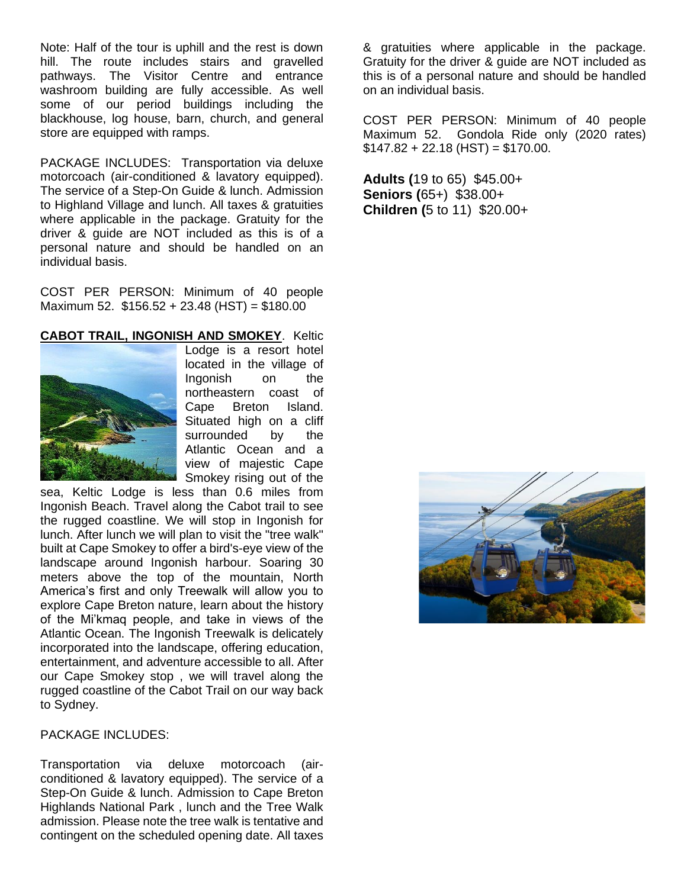Note: Half of the tour is uphill and the rest is down hill. The route includes stairs and gravelled pathways. The Visitor Centre and entrance washroom building are fully accessible. As well some of our period buildings including the blackhouse, log house, barn, church, and general store are equipped with ramps.

PACKAGE INCLUDES: Transportation via deluxe motorcoach (air-conditioned & lavatory equipped). The service of a Step-On Guide & lunch. Admission to Highland Village and lunch. All taxes & gratuities where applicable in the package. Gratuity for the driver & guide are NOT included as this is of a personal nature and should be handled on an individual basis.

COST PER PERSON: Minimum of 40 people Maximum 52. $156.52 + 23.48 (HST) = $180.00

**CABOT TRAIL, INGONISH AND SMOKEY**. Keltic Lodge is a resort hotel located in the village of Ingonish on the northeastern coast of Cape Breton Island. Situated high on a cliff surrounded by the Atlantic Ocean and a view of majestic Cape Smokey rising out of the sea, Keltic Lodge is less than 0.6 miles from Ingonish Beach. Travel along the Cabot trail to see the rugged coastline. We will stop in Ingonish for lunch. After lunch we will plan to visit the "tree walk" built at Cape Smokey to offer a bird's-eye view of the landscape around Ingonish harbour. Soaring 30 meters above the top of the mountain, North America's first and only Treewalk will allow you to explore Cape Breton nature, learn about the history of the Mi'kmaq people, and take in views of the Atlantic Ocean. The Ingonish Treewalk is delicately incorporated into the landscape, offering education, entertainment, and adventure accessible to all. After our Cape Smokey stop , we will travel along the rugged coastline of the Cabot Trail on our way back to Sydney.

PACKAGE INCLUDES:

Transportation via deluxe motorcoach (air-conditioned & lavatory equipped). The service of a Step-On Guide & lunch. Admission to Cape Breton Highlands National Park , lunch and the Tree Walk admission. Please note the tree walk is tentative and contingent on the scheduled opening date. All taxes & gratuities where applicable in the package. Gratuity for the driver & guide are NOT included as this is of a personal nature and should be handled on an individual basis.

COST PER PERSON: Minimum of 40 people Maximum 52. Gondola Ride only (2020 rates) $147.82 + 22.18 (HST) = $170.00.

**Adults (**19 to 65) $45.00+
**Seniors (**65+) $38.00+
**Children (**5 to 11) $20.00+